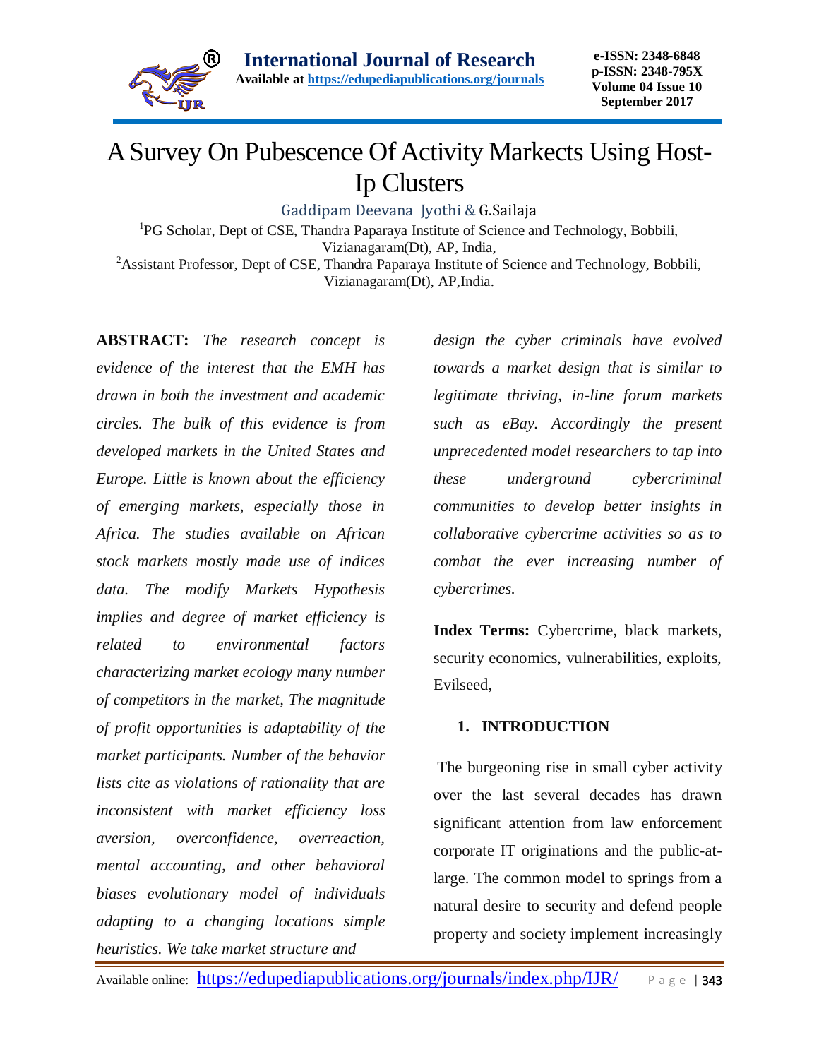# A Survey On Pubescence Of Activity Markects Using Host-Ip Clusters

Gaddipam Deevana Jyothi & G.Sailaja

[1]PG Scholar, Dept of CSE, Thandra Paparaya Institute of Science and Technology, Bobbili, Vizianagaram(Dt), AP, India,

[2]Assistant Professor, Dept of CSE, Thandra Paparaya Institute of Science and Technology, Bobbili, Vizianagaram(Dt), AP,India.

**ABSTRACT:** *The research concept is evidence of the interest that the EMH has drawn in both the investment and academic circles. The bulk of this evidence is from developed markets in the United States and Europe. Little is known about the efficiency of emerging markets, especially those in Africa. The studies available on African stock markets mostly made use of indices data. The modify Markets Hypothesis implies and degree of market efficiency is related to environmental factors characterizing market ecology many number of competitors in the market, The magnitude of profit opportunities is adaptability of the market participants. Number of the behavior lists cite as violations of rationality that are inconsistent with market efficiency loss aversion, overconfidence, overreaction, mental accounting, and other behavioral biases evolutionary model of individuals adapting to a changing locations simple heuristics. We take market structure and design the cyber criminals have evolved towards a market design that is similar to legitimate thriving, in-line forum markets such as eBay. Accordingly the present unprecedented model researchers to tap into these underground cybercriminal communities to develop better insights in collaborative cybercrime activities so as to combat the ever increasing number of cybercrimes.*

**Index Terms:** Cybercrime, black markets, security economics, vulnerabilities, exploits, Evilseed,

## 1. INTRODUCTION

The burgeoning rise in small cyber activity over the last several decades has drawn significant attention from law enforcement corporate IT originations and the public-at-large. The common model to springs from a natural desire to security and defend people property and society implement increasingly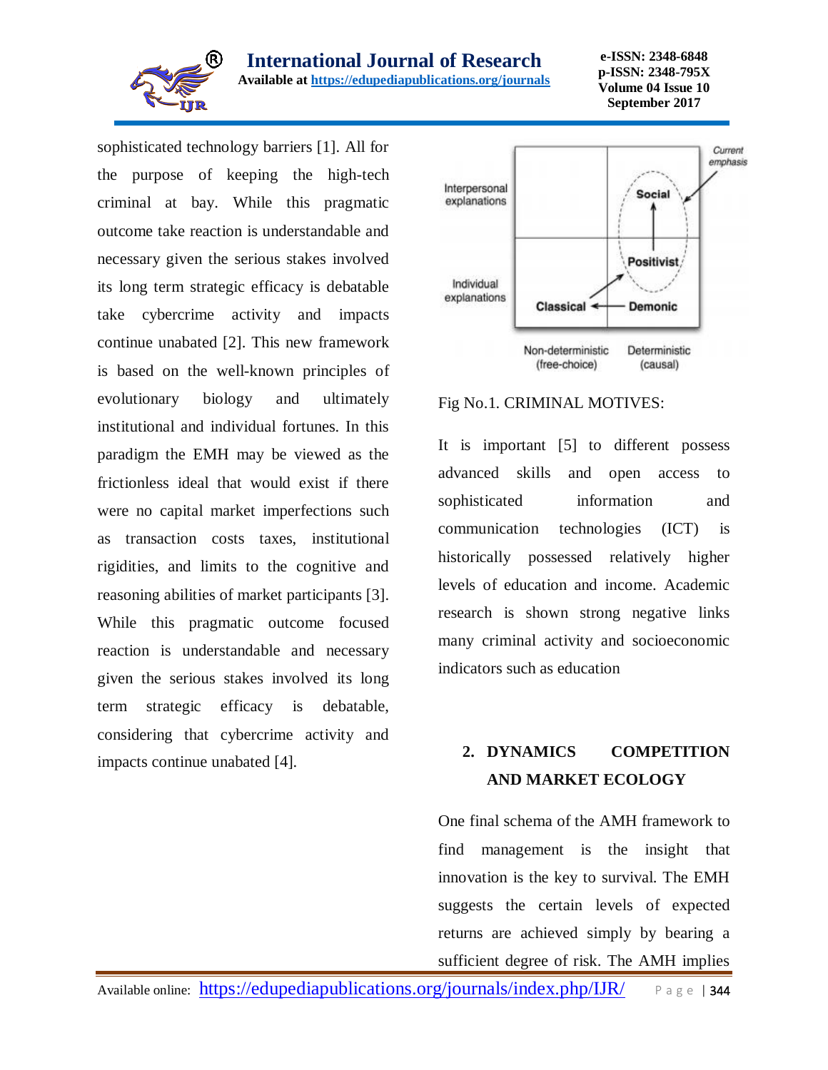sophisticated technology barriers [1]. All for the purpose of keeping the high-tech criminal at bay. While this pragmatic outcome take reaction is understandable and necessary given the serious stakes involved its long term strategic efficacy is debatable take cybercrime activity and impacts continue unabated [2]. This new framework is based on the well-known principles of evolutionary biology and ultimately institutional and individual fortunes. In this paradigm the EMH may be viewed as the frictionless ideal that would exist if there were no capital market imperfections such as transaction costs taxes, institutional rigidities, and limits to the cognitive and reasoning abilities of market participants [3]. While this pragmatic outcome focused reaction is understandable and necessary given the serious stakes involved its long term strategic efficacy is debatable, considering that cybercrime activity and impacts continue unabated [4].

Fig No.1. CRIMINAL MOTIVES:

It is important [5] to different possess advanced skills and open access to sophisticated information and communication technologies (ICT) is historically possessed relatively higher levels of education and income. Academic research is shown strong negative links many criminal activity and socioeconomic indicators such as education

## 2. DYNAMICS COMPETITION AND MARKET ECOLOGY

One final schema of the AMH framework to find management is the insight that innovation is the key to survival. The EMH suggests the certain levels of expected returns are achieved simply by bearing a sufficient degree of risk. The AMH implies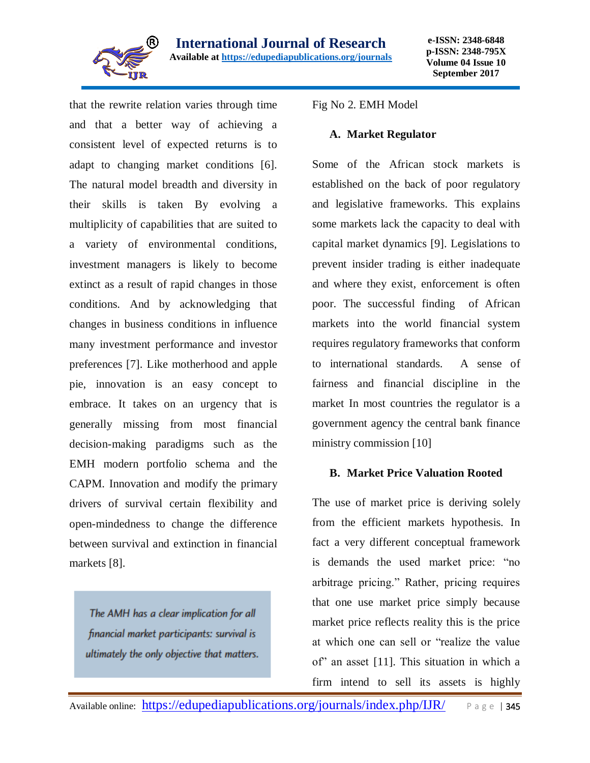that the rewrite relation varies through time and that a better way of achieving a consistent level of expected returns is to adapt to changing market conditions [6]. The natural model breadth and diversity in their skills is taken By evolving a multiplicity of capabilities that are suited to a variety of environmental conditions, investment managers is likely to become extinct as a result of rapid changes in those conditions. And by acknowledging that changes in business conditions in influence many investment performance and investor preferences [7]. Like motherhood and apple pie, innovation is an easy concept to embrace. It takes on an urgency that is generally missing from most financial decision-making paradigms such as the EMH modern portfolio schema and the CAPM. Innovation and modify the primary drivers of survival certain flexibility and open-mindedness to change the difference between survival and extinction in financial markets [8].

> *The AMH has a clear implication for all financial market participants: survival is ultimately the only objective that matters.*

Fig No 2. EMH Model

### A. Market Regulator

Some of the African stock markets is established on the back of poor regulatory and legislative frameworks. This explains some markets lack the capacity to deal with capital market dynamics [9]. Legislations to prevent insider trading is either inadequate and where they exist, enforcement is often poor. The successful finding of African markets into the world financial system requires regulatory frameworks that conform to international standards. A sense of fairness and financial discipline in the market In most countries the regulator is a government agency the central bank finance ministry commission [10]

### B. Market Price Valuation Rooted

The use of market price is deriving solely from the efficient markets hypothesis. In fact a very different conceptual framework is demands the used market price: "no arbitrage pricing." Rather, pricing requires that one use market price simply because market price reflects reality this is the price at which one can sell or "realize the value of" an asset [11]. This situation in which a firm intend to sell its assets is highly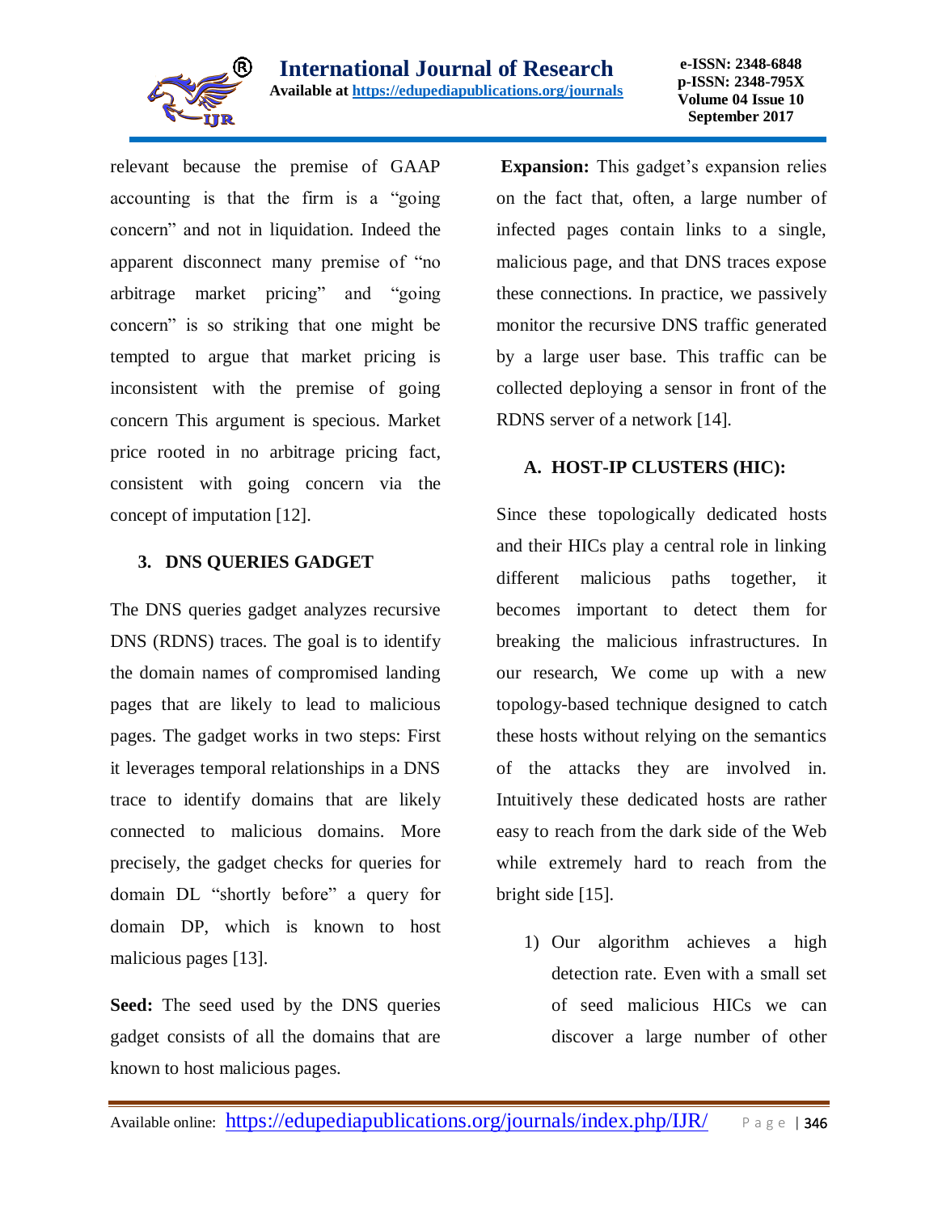relevant because the premise of GAAP accounting is that the firm is a "going concern" and not in liquidation. Indeed the apparent disconnect many premise of "no arbitrage market pricing" and "going concern" is so striking that one might be tempted to argue that market pricing is inconsistent with the premise of going concern This argument is specious. Market price rooted in no arbitrage pricing fact, consistent with going concern via the concept of imputation [12].

## 3. DNS QUERIES GADGET

The DNS queries gadget analyzes recursive DNS (RDNS) traces. The goal is to identify the domain names of compromised landing pages that are likely to lead to malicious pages. The gadget works in two steps: First it leverages temporal relationships in a DNS trace to identify domains that are likely connected to malicious domains. More precisely, the gadget checks for queries for domain DL "shortly before" a query for domain DP, which is known to host malicious pages [13].

**Seed:** The seed used by the DNS queries gadget consists of all the domains that are known to host malicious pages.

**Expansion:** This gadget's expansion relies on the fact that, often, a large number of infected pages contain links to a single, malicious page, and that DNS traces expose these connections. In practice, we passively monitor the recursive DNS traffic generated by a large user base. This traffic can be collected deploying a sensor in front of the RDNS server of a network [14].

### A. HOST-IP CLUSTERS (HIC):

Since these topologically dedicated hosts and their HICs play a central role in linking different malicious paths together, it becomes important to detect them for breaking the malicious infrastructures. In our research, We come up with a new topology-based technique designed to catch these hosts without relying on the semantics of the attacks they are involved in. Intuitively these dedicated hosts are rather easy to reach from the dark side of the Web while extremely hard to reach from the bright side [15].

1) Our algorithm achieves a high detection rate. Even with a small set of seed malicious HICs we can discover a large number of other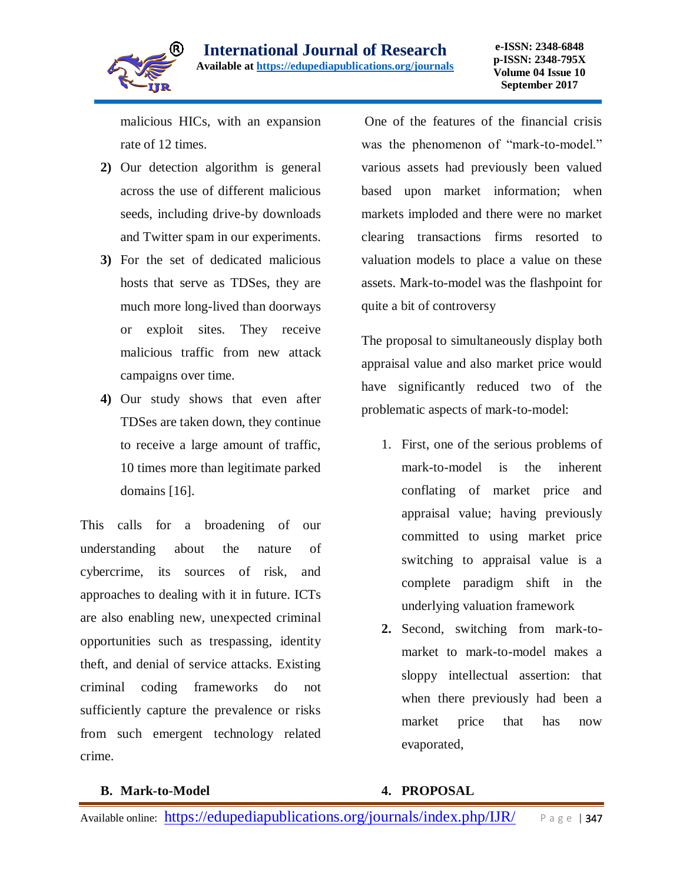malicious HICs, with an expansion rate of 12 times.

2) Our detection algorithm is general across the use of different malicious seeds, including drive-by downloads and Twitter spam in our experiments.
3) For the set of dedicated malicious hosts that serve as TDSes, they are much more long-lived than doorways or exploit sites. They receive malicious traffic from new attack campaigns over time.
4) Our study shows that even after TDSes are taken down, they continue to receive a large amount of traffic, 10 times more than legitimate parked domains [16].

This calls for a broadening of our understanding about the nature of cybercrime, its sources of risk, and approaches to dealing with it in future. ICTs are also enabling new, unexpected criminal opportunities such as trespassing, identity theft, and denial of service attacks. Existing criminal coding frameworks do not sufficiently capture the prevalence or risks from such emergent technology related crime.

### B. Mark-to-Model

One of the features of the financial crisis was the phenomenon of "mark-to-model." various assets had previously been valued based upon market information; when markets imploded and there were no market clearing transactions firms resorted to valuation models to place a value on these assets. Mark-to-model was the flashpoint for quite a bit of controversy

## 4. PROPOSAL

The proposal to simultaneously display both appraisal value and also market price would have significantly reduced two of the problematic aspects of mark-to-model:

1. First, one of the serious problems of mark-to-model is the inherent conflating of market price and appraisal value; having previously committed to using market price switching to appraisal value is a complete paradigm shift in the underlying valuation framework
2. Second, switching from mark-to-market to mark-to-model makes a sloppy intellectual assertion: that when there previously had been a market price that has now evaporated,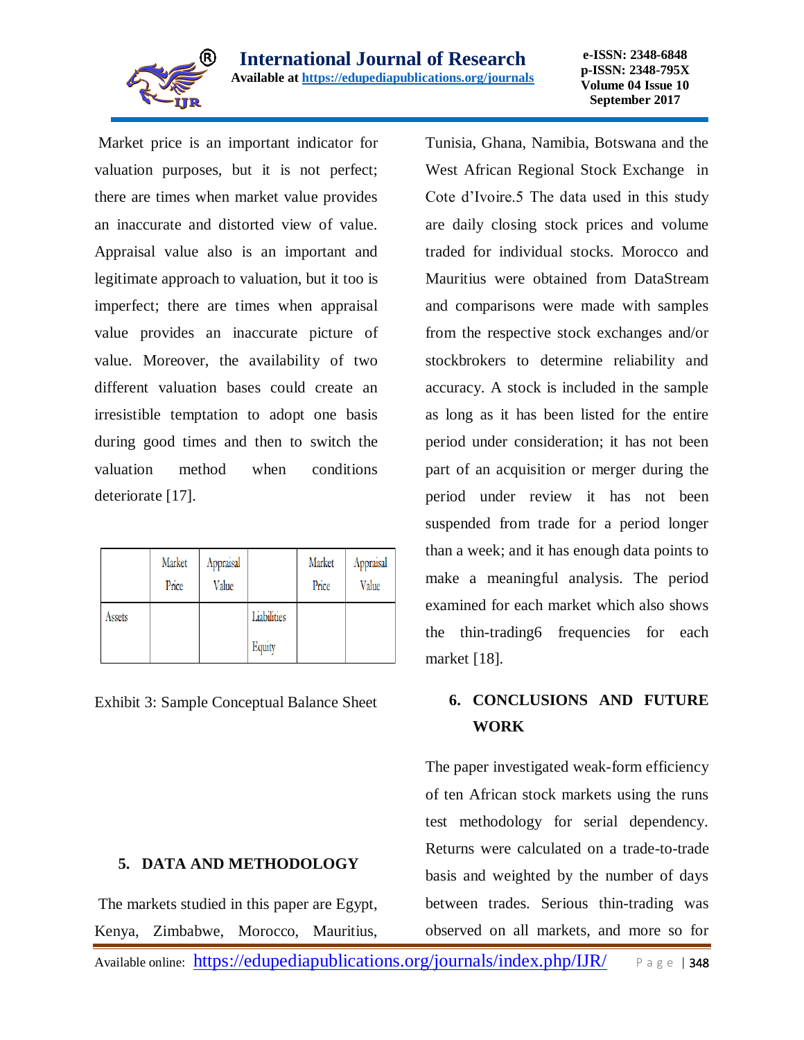Market price is an important indicator for valuation purposes, but it is not perfect; there are times when market value provides an inaccurate and distorted view of value. Appraisal value also is an important and legitimate approach to valuation, but it too is imperfect; there are times when appraisal value provides an inaccurate picture of value. Moreover, the availability of two different valuation bases could create an irresistible temptation to adopt one basis during good times and then to switch the valuation method when conditions deteriorate [17].

| | Market Price | Appraisal Value | | Market Price | Appraisal Value |
|---|---|---|---|---|---|
| Assets | | | Liabilities<br>Equity | | |

Exhibit 3: Sample Conceptual Balance Sheet

## 5. DATA AND METHODOLOGY

The markets studied in this paper are Egypt, Kenya, Zimbabwe, Morocco, Mauritius, Tunisia, Ghana, Namibia, Botswana and the West African Regional Stock Exchange in Cote d'Ivoire.5 The data used in this study are daily closing stock prices and volume traded for individual stocks. Morocco and Mauritius were obtained from DataStream and comparisons were made with samples from the respective stock exchanges and/or stockbrokers to determine reliability and accuracy. A stock is included in the sample as long as it has been listed for the entire period under consideration; it has not been part of an acquisition or merger during the period under review it has not been suspended from trade for a period longer than a week; and it has enough data points to make a meaningful analysis. The period examined for each market which also shows the thin-trading6 frequencies for each market [18].

## 6. CONCLUSIONS AND FUTURE WORK

The paper investigated weak-form efficiency of ten African stock markets using the runs test methodology for serial dependency. Returns were calculated on a trade-to-trade basis and weighted by the number of days between trades. Serious thin-trading was observed on all markets, and more so for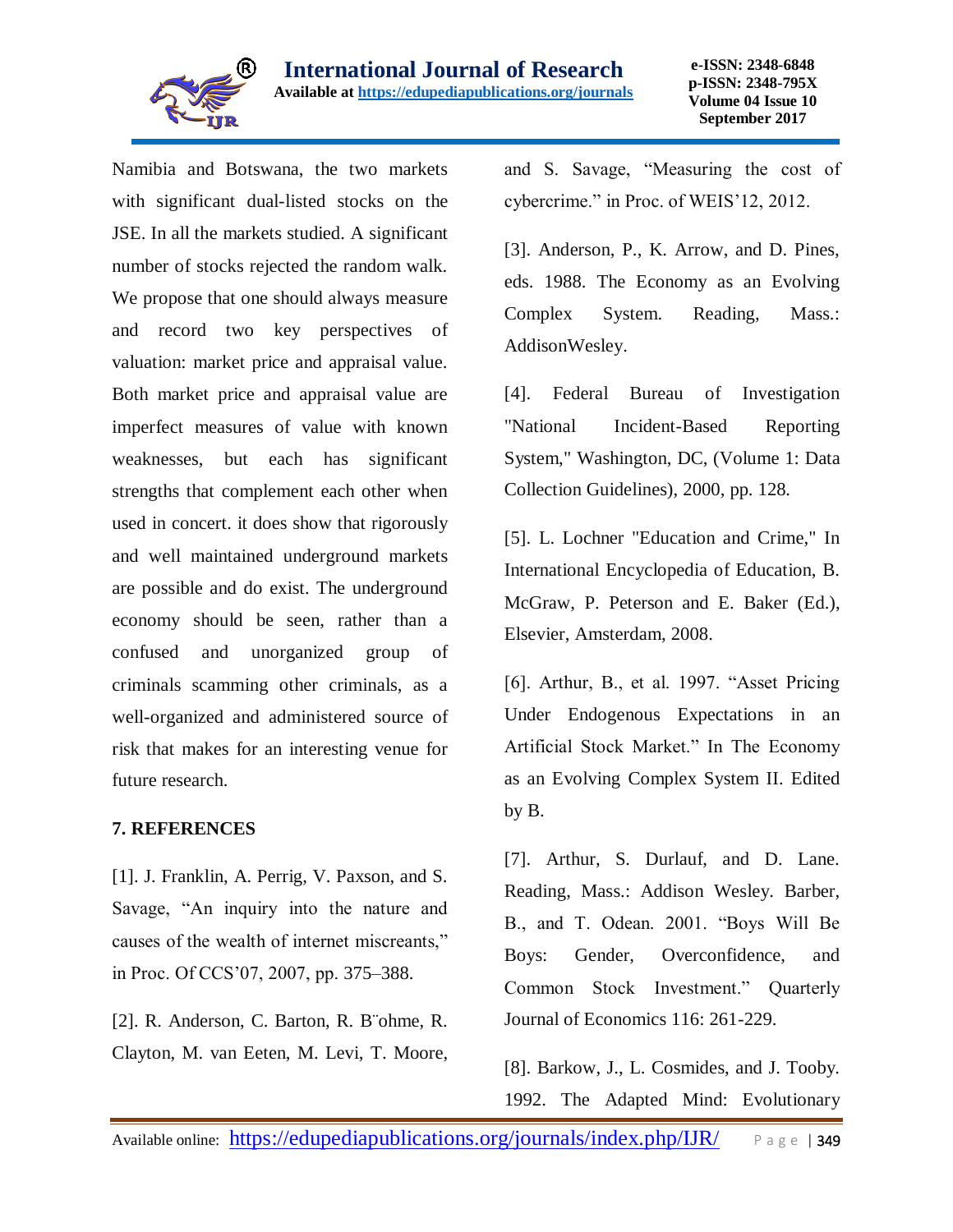Namibia and Botswana, the two markets with significant dual-listed stocks on the JSE. In all the markets studied. A significant number of stocks rejected the random walk. We propose that one should always measure and record two key perspectives of valuation: market price and appraisal value. Both market price and appraisal value are imperfect measures of value with known weaknesses, but each has significant strengths that complement each other when used in concert. it does show that rigorously and well maintained underground markets are possible and do exist. The underground economy should be seen, rather than a confused and unorganized group of criminals scamming other criminals, as a well-organized and administered source of risk that makes for an interesting venue for future research.

## 7. REFERENCES

[1]. J. Franklin, A. Perrig, V. Paxson, and S. Savage, "An inquiry into the nature and causes of the wealth of internet miscreants," in Proc. Of CCS'07, 2007, pp. 375–388.

[2]. R. Anderson, C. Barton, R. B¨ohme, R. Clayton, M. van Eeten, M. Levi, T. Moore, and S. Savage, "Measuring the cost of cybercrime." in Proc. of WEIS'12, 2012.

[3]. Anderson, P., K. Arrow, and D. Pines, eds. 1988. The Economy as an Evolving Complex System. Reading, Mass.: AddisonWesley.

[4]. Federal Bureau of Investigation "National Incident-Based Reporting System," Washington, DC, (Volume 1: Data Collection Guidelines), 2000, pp. 128.

[5]. L. Lochner "Education and Crime," In International Encyclopedia of Education, B. McGraw, P. Peterson and E. Baker (Ed.), Elsevier, Amsterdam, 2008.

[6]. Arthur, B., et al. 1997. "Asset Pricing Under Endogenous Expectations in an Artificial Stock Market." In The Economy as an Evolving Complex System II. Edited by B.

[7]. Arthur, S. Durlauf, and D. Lane. Reading, Mass.: Addison Wesley. Barber, B., and T. Odean. 2001. "Boys Will Be Boys: Gender, Overconfidence, and Common Stock Investment." Quarterly Journal of Economics 116: 261-229.

[8]. Barkow, J., L. Cosmides, and J. Tooby. 1992. The Adapted Mind: Evolutionary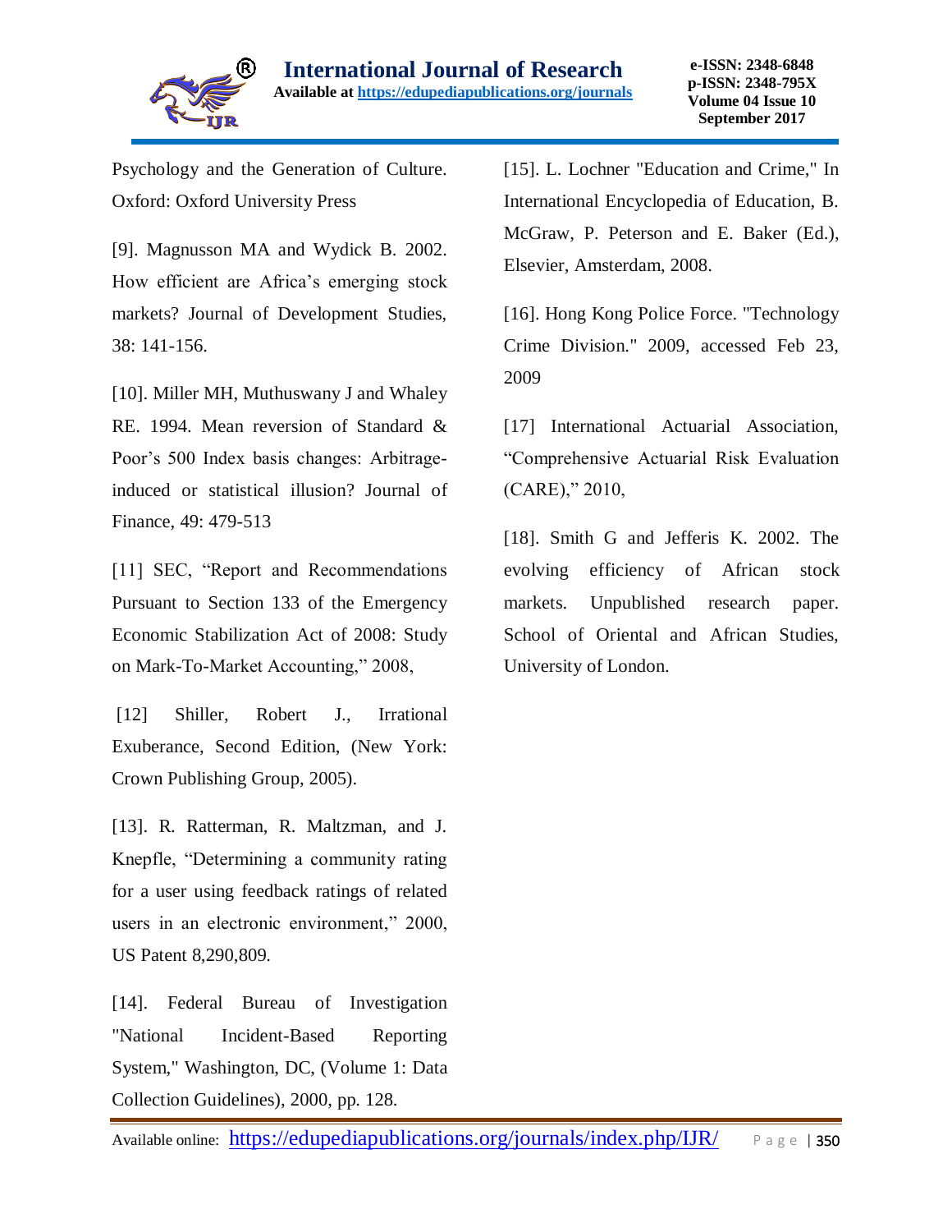Psychology and the Generation of Culture. Oxford: Oxford University Press

[9]. Magnusson MA and Wydick B. 2002. How efficient are Africa's emerging stock markets? Journal of Development Studies, 38: 141-156.

[10]. Miller MH, Muthuswany J and Whaley RE. 1994. Mean reversion of Standard & Poor's 500 Index basis changes: Arbitrage-induced or statistical illusion? Journal of Finance, 49: 479-513

[11] SEC, "Report and Recommendations Pursuant to Section 133 of the Emergency Economic Stabilization Act of 2008: Study on Mark-To-Market Accounting," 2008,

[12] Shiller, Robert J., Irrational Exuberance, Second Edition, (New York: Crown Publishing Group, 2005).

[13]. R. Ratterman, R. Maltzman, and J. Knepfle, "Determining a community rating for a user using feedback ratings of related users in an electronic environment," 2000, US Patent 8,290,809.

[14]. Federal Bureau of Investigation "National Incident-Based Reporting System," Washington, DC, (Volume 1: Data Collection Guidelines), 2000, pp. 128.

[15]. L. Lochner "Education and Crime," In International Encyclopedia of Education, B. McGraw, P. Peterson and E. Baker (Ed.), Elsevier, Amsterdam, 2008.

[16]. Hong Kong Police Force. "Technology Crime Division." 2009, accessed Feb 23, 2009

[17] International Actuarial Association, "Comprehensive Actuarial Risk Evaluation (CARE)," 2010,

[18]. Smith G and Jefferis K. 2002. The evolving efficiency of African stock markets. Unpublished research paper. School of Oriental and African Studies, University of London.